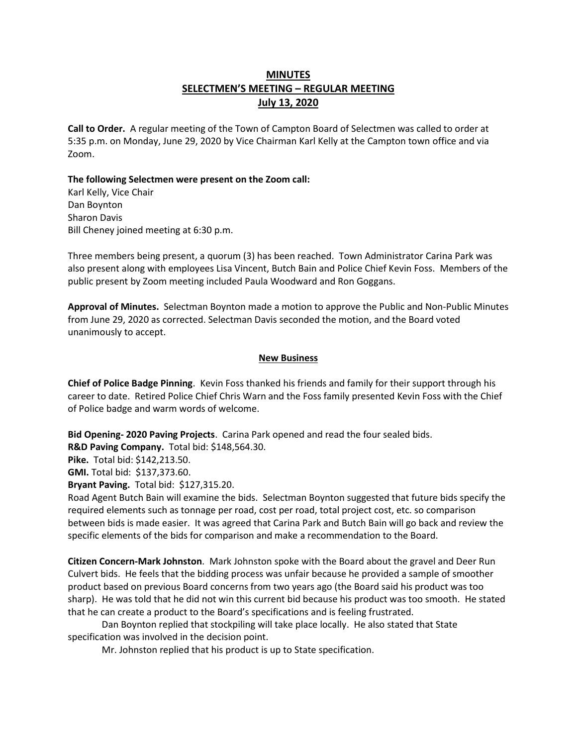# MINUTES
## SELECTMEN'S MEETING – REGULAR MEETING
## July 13, 2020

**Call to Order.** A regular meeting of the Town of Campton Board of Selectmen was called to order at 5:35 p.m. on Monday, June 29, 2020 by Vice Chairman Karl Kelly at the Campton town office and via Zoom.

**The following Selectmen were present on the Zoom call:**
Karl Kelly, Vice Chair
Dan Boynton
Sharon Davis
Bill Cheney joined meeting at 6:30 p.m.

Three members being present, a quorum (3) has been reached. Town Administrator Carina Park was also present along with employees Lisa Vincent, Butch Bain and Police Chief Kevin Foss. Members of the public present by Zoom meeting included Paula Woodward and Ron Goggans.

**Approval of Minutes.** Selectman Boynton made a motion to approve the Public and Non-Public Minutes from June 29, 2020 as corrected. Selectman Davis seconded the motion, and the Board voted unanimously to accept.

### New Business

**Chief of Police Badge Pinning**. Kevin Foss thanked his friends and family for their support through his career to date. Retired Police Chief Chris Warn and the Foss family presented Kevin Foss with the Chief of Police badge and warm words of welcome.

**Bid Opening- 2020 Paving Projects**. Carina Park opened and read the four sealed bids.
**R&D Paving Company.** Total bid: $148,564.30.
**Pike.** Total bid: $142,213.50.
**GMI.** Total bid: $137,373.60.
**Bryant Paving.** Total bid: $127,315.20.
Road Agent Butch Bain will examine the bids. Selectman Boynton suggested that future bids specify the required elements such as tonnage per road, cost per road, total project cost, etc. so comparison between bids is made easier. It was agreed that Carina Park and Butch Bain will go back and review the specific elements of the bids for comparison and make a recommendation to the Board.

**Citizen Concern-Mark Johnston**. Mark Johnston spoke with the Board about the gravel and Deer Run Culvert bids. He feels that the bidding process was unfair because he provided a sample of smoother product based on previous Board concerns from two years ago (the Board said his product was too sharp). He was told that he did not win this current bid because his product was too smooth. He stated that he can create a product to the Board's specifications and is feeling frustrated.

Dan Boynton replied that stockpiling will take place locally. He also stated that State specification was involved in the decision point.

Mr. Johnston replied that his product is up to State specification.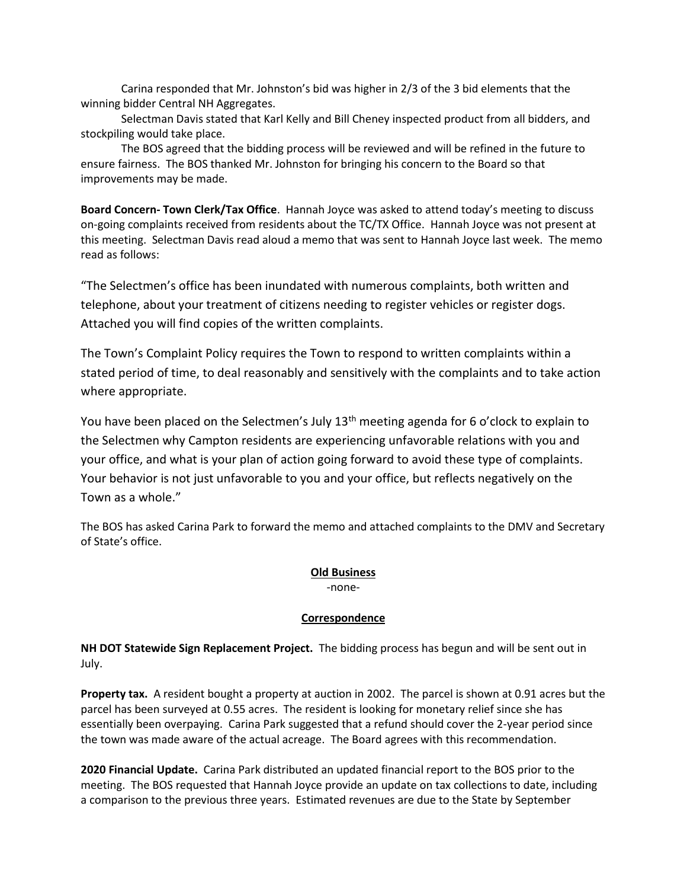Carina responded that Mr. Johnston's bid was higher in 2/3 of the 3 bid elements that the winning bidder Central NH Aggregates.

Selectman Davis stated that Karl Kelly and Bill Cheney inspected product from all bidders, and stockpiling would take place.

The BOS agreed that the bidding process will be reviewed and will be refined in the future to ensure fairness. The BOS thanked Mr. Johnston for bringing his concern to the Board so that improvements may be made.

**Board Concern- Town Clerk/Tax Office**. Hannah Joyce was asked to attend today's meeting to discuss on-going complaints received from residents about the TC/TX Office. Hannah Joyce was not present at this meeting. Selectman Davis read aloud a memo that was sent to Hannah Joyce last week. The memo read as follows:

"The Selectmen's office has been inundated with numerous complaints, both written and telephone, about your treatment of citizens needing to register vehicles or register dogs. Attached you will find copies of the written complaints.

The Town's Complaint Policy requires the Town to respond to written complaints within a stated period of time, to deal reasonably and sensitively with the complaints and to take action where appropriate.

You have been placed on the Selectmen's July 13th meeting agenda for 6 o'clock to explain to the Selectmen why Campton residents are experiencing unfavorable relations with you and your office, and what is your plan of action going forward to avoid these type of complaints. Your behavior is not just unfavorable to you and your office, but reflects negatively on the Town as a whole."

The BOS has asked Carina Park to forward the memo and attached complaints to the DMV and Secretary of State's office.

## Old Business

-none-

## Correspondence

**NH DOT Statewide Sign Replacement Project.** The bidding process has begun and will be sent out in July.

**Property tax.** A resident bought a property at auction in 2002. The parcel is shown at 0.91 acres but the parcel has been surveyed at 0.55 acres. The resident is looking for monetary relief since she has essentially been overpaying. Carina Park suggested that a refund should cover the 2-year period since the town was made aware of the actual acreage. The Board agrees with this recommendation.

**2020 Financial Update.** Carina Park distributed an updated financial report to the BOS prior to the meeting. The BOS requested that Hannah Joyce provide an update on tax collections to date, including a comparison to the previous three years. Estimated revenues are due to the State by September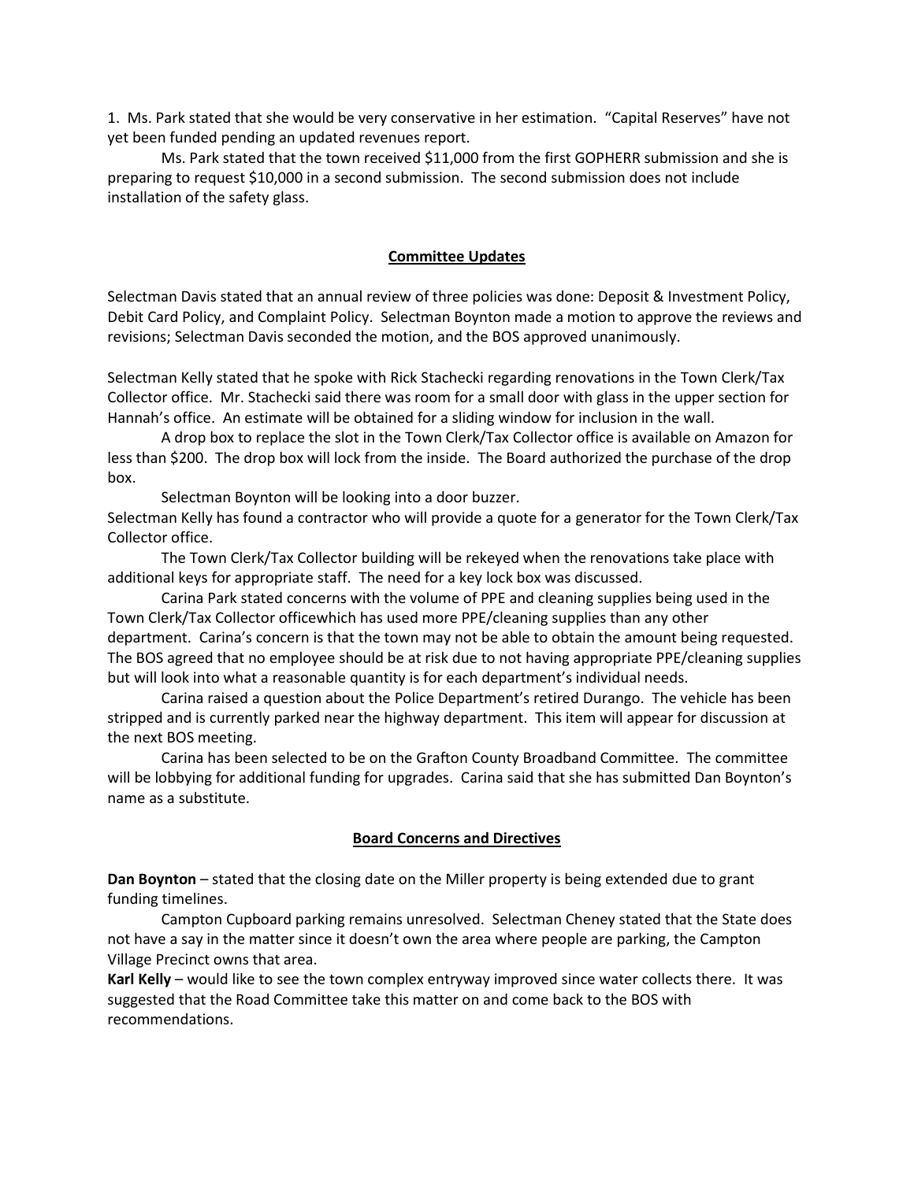1. Ms. Park stated that she would be very conservative in her estimation. "Capital Reserves" have not yet been funded pending an updated revenues report.

Ms. Park stated that the town received $11,000 from the first GOPHERR submission and she is preparing to request $10,000 in a second submission. The second submission does not include installation of the safety glass.

## Committee Updates

Selectman Davis stated that an annual review of three policies was done: Deposit & Investment Policy, Debit Card Policy, and Complaint Policy. Selectman Boynton made a motion to approve the reviews and revisions; Selectman Davis seconded the motion, and the BOS approved unanimously.

Selectman Kelly stated that he spoke with Rick Stachecki regarding renovations in the Town Clerk/Tax Collector office. Mr. Stachecki said there was room for a small door with glass in the upper section for Hannah's office. An estimate will be obtained for a sliding window for inclusion in the wall.

A drop box to replace the slot in the Town Clerk/Tax Collector office is available on Amazon for less than $200. The drop box will lock from the inside. The Board authorized the purchase of the drop box.

Selectman Boynton will be looking into a door buzzer.

Selectman Kelly has found a contractor who will provide a quote for a generator for the Town Clerk/Tax Collector office.

The Town Clerk/Tax Collector building will be rekeyed when the renovations take place with additional keys for appropriate staff. The need for a key lock box was discussed.

Carina Park stated concerns with the volume of PPE and cleaning supplies being used in the Town Clerk/Tax Collector officewhich has used more PPE/cleaning supplies than any other department. Carina's concern is that the town may not be able to obtain the amount being requested. The BOS agreed that no employee should be at risk due to not having appropriate PPE/cleaning supplies but will look into what a reasonable quantity is for each department's individual needs.

Carina raised a question about the Police Department's retired Durango. The vehicle has been stripped and is currently parked near the highway department. This item will appear for discussion at the next BOS meeting.

Carina has been selected to be on the Grafton County Broadband Committee. The committee will be lobbying for additional funding for upgrades. Carina said that she has submitted Dan Boynton's name as a substitute.

## Board Concerns and Directives

**Dan Boynton** – stated that the closing date on the Miller property is being extended due to grant funding timelines.

Campton Cupboard parking remains unresolved. Selectman Cheney stated that the State does not have a say in the matter since it doesn't own the area where people are parking, the Campton Village Precinct owns that area.

**Karl Kelly** – would like to see the town complex entryway improved since water collects there. It was suggested that the Road Committee take this matter on and come back to the BOS with recommendations.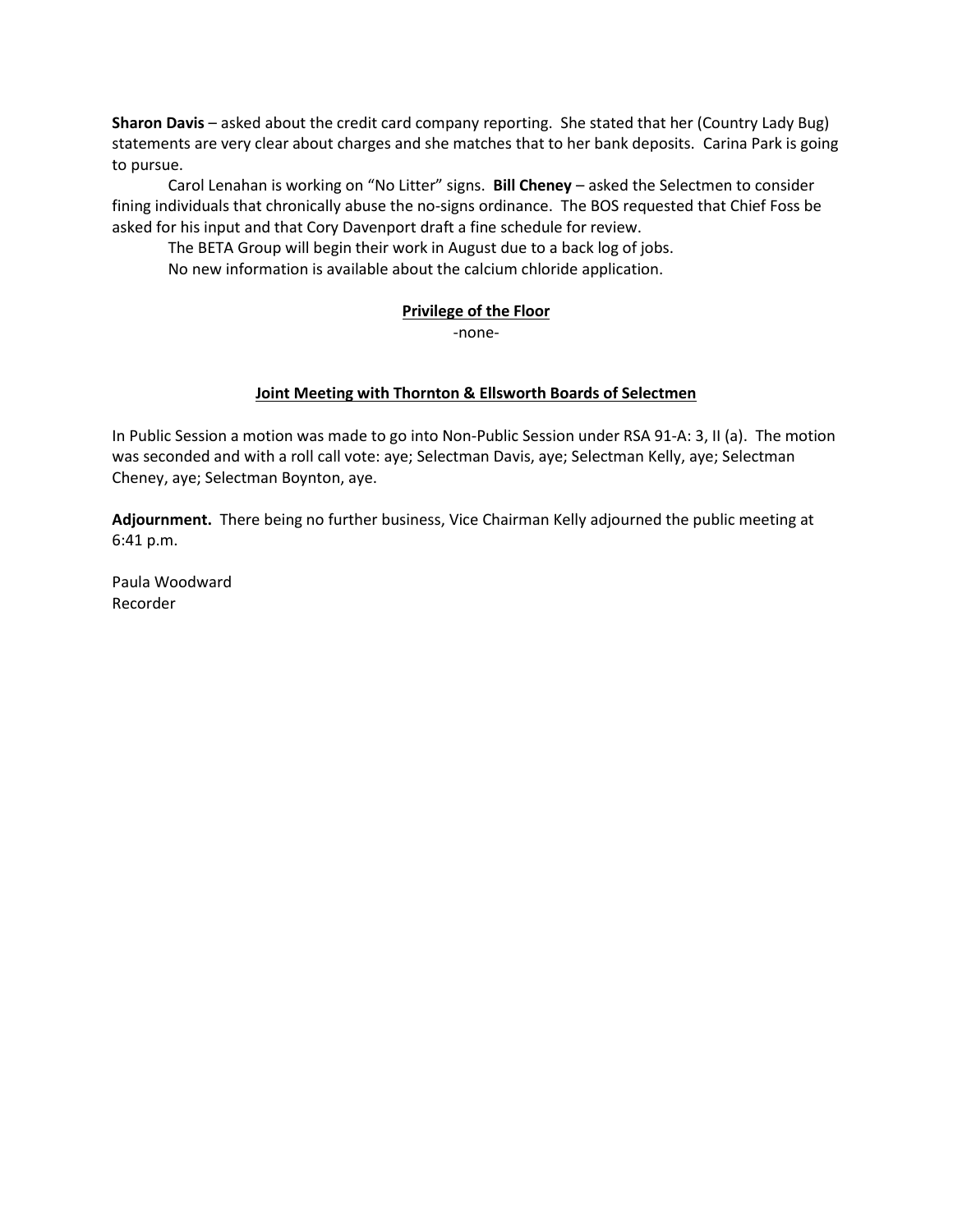**Sharon Davis** – asked about the credit card company reporting. She stated that her (Country Lady Bug) statements are very clear about charges and she matches that to her bank deposits. Carina Park is going to pursue.

Carol Lenahan is working on "No Litter" signs. **Bill Cheney** – asked the Selectmen to consider fining individuals that chronically abuse the no-signs ordinance. The BOS requested that Chief Foss be asked for his input and that Cory Davenport draft a fine schedule for review.

The BETA Group will begin their work in August due to a back log of jobs.

No new information is available about the calcium chloride application.

**Privilege of the Floor**

-none-

**Joint Meeting with Thornton & Ellsworth Boards of Selectmen**

In Public Session a motion was made to go into Non-Public Session under RSA 91-A: 3, II (a). The motion was seconded and with a roll call vote: aye; Selectman Davis, aye; Selectman Kelly, aye; Selectman Cheney, aye; Selectman Boynton, aye.

**Adjournment.** There being no further business, Vice Chairman Kelly adjourned the public meeting at 6:41 p.m.

Paula Woodward
Recorder